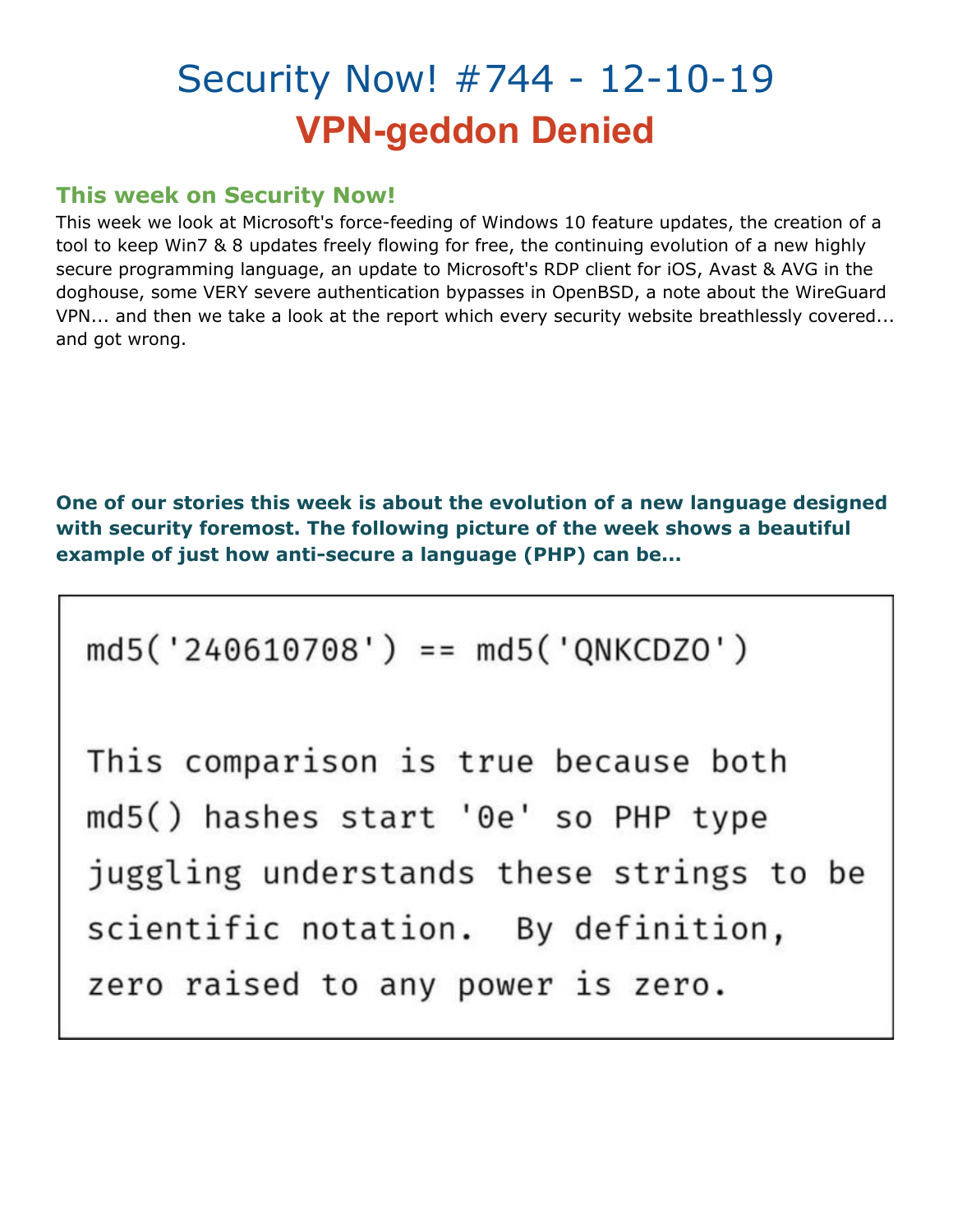# Security Now! #744 - 12-10-19

# VPN-geddon Denied

## This week on Security Now!

This week we look at Microsoft's force-feeding of Windows 10 feature updates, the creation of a tool to keep Win7 & 8 updates freely flowing for free, the continuing evolution of a new highly secure programming language, an update to Microsoft's RDP client for iOS, Avast & AVG in the doghouse, some VERY severe authentication bypasses in OpenBSD, a note about the WireGuard VPN... and then we take a look at the report which every security website breathlessly covered... and got wrong.

**One of our stories this week is about the evolution of a new language designed with security foremost. The following picture of the week shows a beautiful example of just how anti-secure a language (PHP) can be…**

```
md5('240610708') == md5('QNKCDZO')

This comparison is true because both
md5() hashes start '0e' so PHP type
juggling understands these strings to be
scientific notation. By definition,
zero raised to any power is zero.
```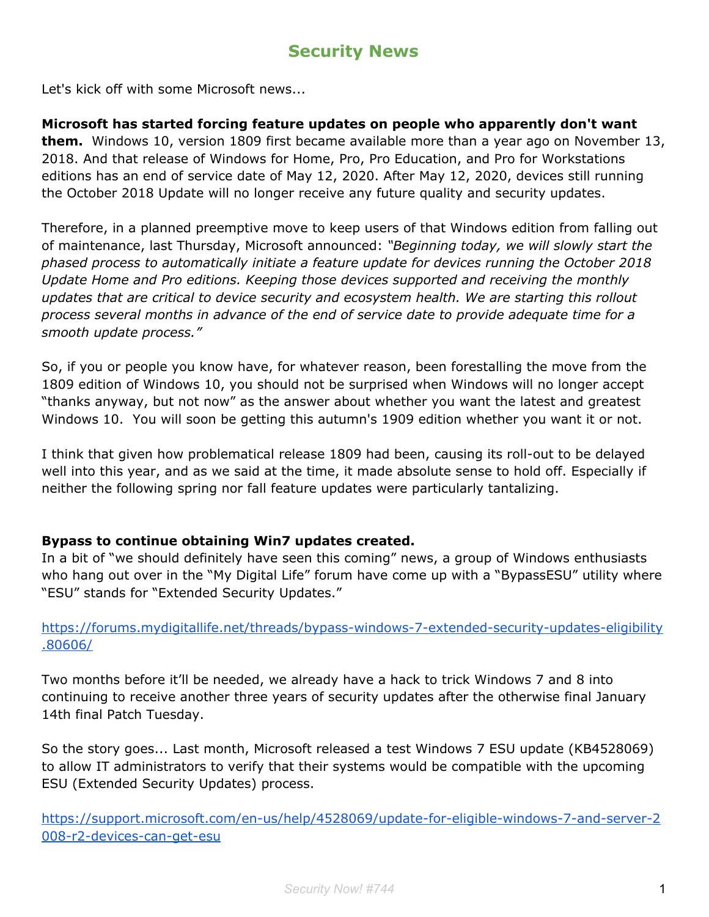# Security News

Let's kick off with some Microsoft news...

**Microsoft has started forcing feature updates on people who apparently don't want them.** Windows 10, version 1809 first became available more than a year ago on November 13, 2018. And that release of Windows for Home, Pro, Pro Education, and Pro for Workstations editions has an end of service date of May 12, 2020. After May 12, 2020, devices still running the October 2018 Update will no longer receive any future quality and security updates.

Therefore, in a planned preemptive move to keep users of that Windows edition from falling out of maintenance, last Thursday, Microsoft announced: *"Beginning today, we will slowly start the phased process to automatically initiate a feature update for devices running the October 2018 Update Home and Pro editions. Keeping those devices supported and receiving the monthly updates that are critical to device security and ecosystem health. We are starting this rollout process several months in advance of the end of service date to provide adequate time for a smooth update process."*

So, if you or people you know have, for whatever reason, been forestalling the move from the 1809 edition of Windows 10, you should not be surprised when Windows will no longer accept "thanks anyway, but not now" as the answer about whether you want the latest and greatest Windows 10. You will soon be getting this autumn's 1909 edition whether you want it or not.

I think that given how problematical release 1809 had been, causing its roll-out to be delayed well into this year, and as we said at the time, it made absolute sense to hold off. Especially if neither the following spring nor fall feature updates were particularly tantalizing.

**Bypass to continue obtaining Win7 updates created.**

In a bit of "we should definitely have seen this coming" news, a group of Windows enthusiasts who hang out over in the "My Digital Life" forum have come up with a "BypassESU" utility where "ESU" stands for "Extended Security Updates."

https://forums.mydigitallife.net/threads/bypass-windows-7-extended-security-updates-eligibility.80606/

Two months before it'll be needed, we already have a hack to trick Windows 7 and 8 into continuing to receive another three years of security updates after the otherwise final January 14th final Patch Tuesday.

So the story goes... Last month, Microsoft released a test Windows 7 ESU update (KB4528069) to allow IT administrators to verify that their systems would be compatible with the upcoming ESU (Extended Security Updates) process.

https://support.microsoft.com/en-us/help/4528069/update-for-eligible-windows-7-and-server-2008-r2-devices-can-get-esu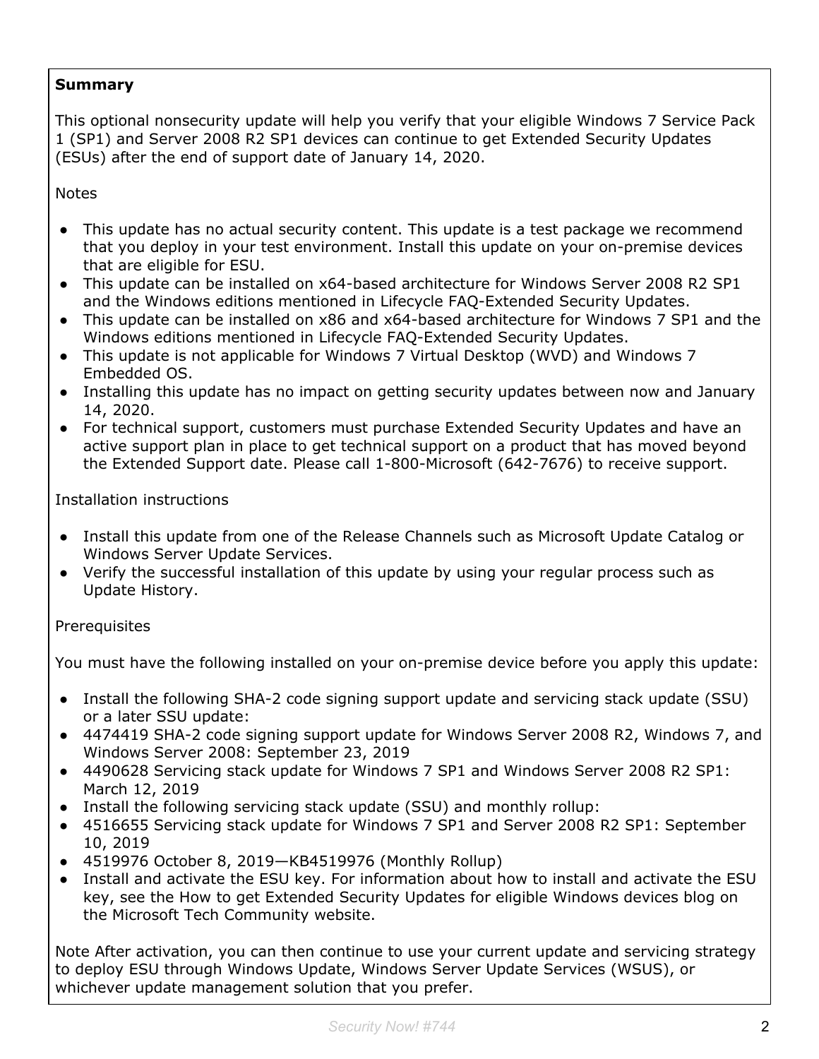**Summary**

This optional nonsecurity update will help you verify that your eligible Windows 7 Service Pack 1 (SP1) and Server 2008 R2 SP1 devices can continue to get Extended Security Updates (ESUs) after the end of support date of January 14, 2020.

Notes

- This update has no actual security content. This update is a test package we recommend that you deploy in your test environment. Install this update on your on-premise devices that are eligible for ESU.
- This update can be installed on x64-based architecture for Windows Server 2008 R2 SP1 and the Windows editions mentioned in Lifecycle FAQ-Extended Security Updates.
- This update can be installed on x86 and x64-based architecture for Windows 7 SP1 and the Windows editions mentioned in Lifecycle FAQ-Extended Security Updates.
- This update is not applicable for Windows 7 Virtual Desktop (WVD) and Windows 7 Embedded OS.
- Installing this update has no impact on getting security updates between now and January 14, 2020.
- For technical support, customers must purchase Extended Security Updates and have an active support plan in place to get technical support on a product that has moved beyond the Extended Support date. Please call 1-800-Microsoft (642-7676) to receive support.

Installation instructions

- Install this update from one of the Release Channels such as Microsoft Update Catalog or Windows Server Update Services.
- Verify the successful installation of this update by using your regular process such as Update History.

Prerequisites

You must have the following installed on your on-premise device before you apply this update:

- Install the following SHA-2 code signing support update and servicing stack update (SSU) or a later SSU update:
- 4474419 SHA-2 code signing support update for Windows Server 2008 R2, Windows 7, and Windows Server 2008: September 23, 2019
- 4490628 Servicing stack update for Windows 7 SP1 and Windows Server 2008 R2 SP1: March 12, 2019
- Install the following servicing stack update (SSU) and monthly rollup:
- 4516655 Servicing stack update for Windows 7 SP1 and Server 2008 R2 SP1: September 10, 2019
- 4519976 October 8, 2019—KB4519976 (Monthly Rollup)
- Install and activate the ESU key. For information about how to install and activate the ESU key, see the How to get Extended Security Updates for eligible Windows devices blog on the Microsoft Tech Community website.

Note After activation, you can then continue to use your current update and servicing strategy to deploy ESU through Windows Update, Windows Server Update Services (WSUS), or whichever update management solution that you prefer.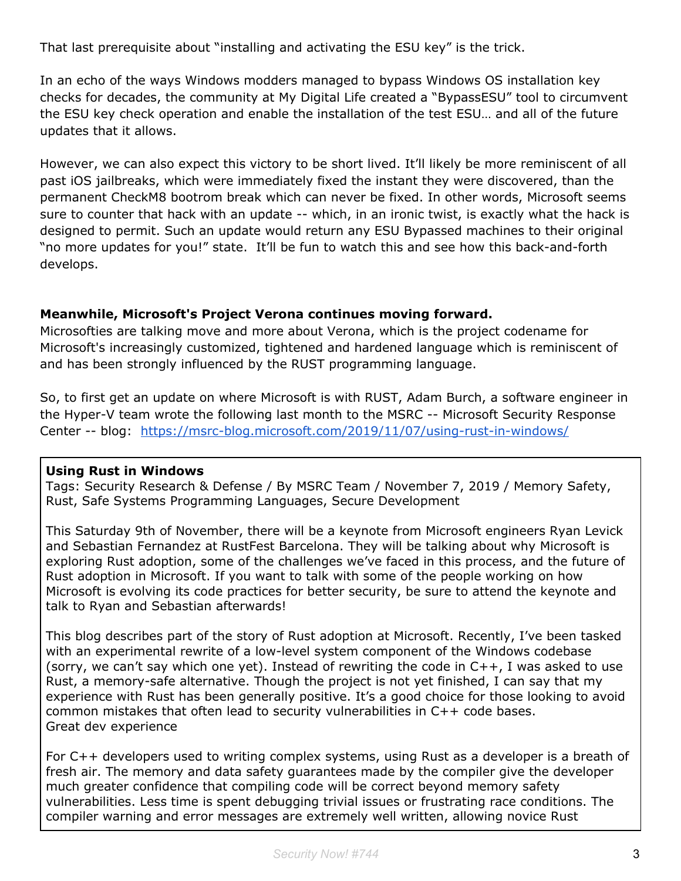That last prerequisite about "installing and activating the ESU key" is the trick.

In an echo of the ways Windows modders managed to bypass Windows OS installation key checks for decades, the community at My Digital Life created a "BypassESU" tool to circumvent the ESU key check operation and enable the installation of the test ESU… and all of the future updates that it allows.

However, we can also expect this victory to be short lived. It'll likely be more reminiscent of all past iOS jailbreaks, which were immediately fixed the instant they were discovered, than the permanent CheckM8 bootrom break which can never be fixed. In other words, Microsoft seems sure to counter that hack with an update -- which, in an ironic twist, is exactly what the hack is designed to permit. Such an update would return any ESU Bypassed machines to their original "no more updates for you!" state. It'll be fun to watch this and see how this back-and-forth develops.

**Meanwhile, Microsoft's Project Verona continues moving forward.**

Microsofties are talking move and more about Verona, which is the project codename for Microsoft's increasingly customized, tightened and hardened language which is reminiscent of and has been strongly influenced by the RUST programming language.

So, to first get an update on where Microsoft is with RUST, Adam Burch, a software engineer in the Hyper-V team wrote the following last month to the MSRC -- Microsoft Security Response Center -- blog: https://msrc-blog.microsoft.com/2019/11/07/using-rust-in-windows/

> **Using Rust in Windows**
> Tags: Security Research & Defense / By MSRC Team / November 7, 2019 / Memory Safety, Rust, Safe Systems Programming Languages, Secure Development
>
> This Saturday 9th of November, there will be a keynote from Microsoft engineers Ryan Levick and Sebastian Fernandez at RustFest Barcelona. They will be talking about why Microsoft is exploring Rust adoption, some of the challenges we've faced in this process, and the future of Rust adoption in Microsoft. If you want to talk with some of the people working on how Microsoft is evolving its code practices for better security, be sure to attend the keynote and talk to Ryan and Sebastian afterwards!
>
> This blog describes part of the story of Rust adoption at Microsoft. Recently, I've been tasked with an experimental rewrite of a low-level system component of the Windows codebase (sorry, we can't say which one yet). Instead of rewriting the code in C++, I was asked to use Rust, a memory-safe alternative. Though the project is not yet finished, I can say that my experience with Rust has been generally positive. It's a good choice for those looking to avoid common mistakes that often lead to security vulnerabilities in C++ code bases.
> Great dev experience
>
> For C++ developers used to writing complex systems, using Rust as a developer is a breath of fresh air. The memory and data safety guarantees made by the compiler give the developer much greater confidence that compiling code will be correct beyond memory safety vulnerabilities. Less time is spent debugging trivial issues or frustrating race conditions. The compiler warning and error messages are extremely well written, allowing novice Rust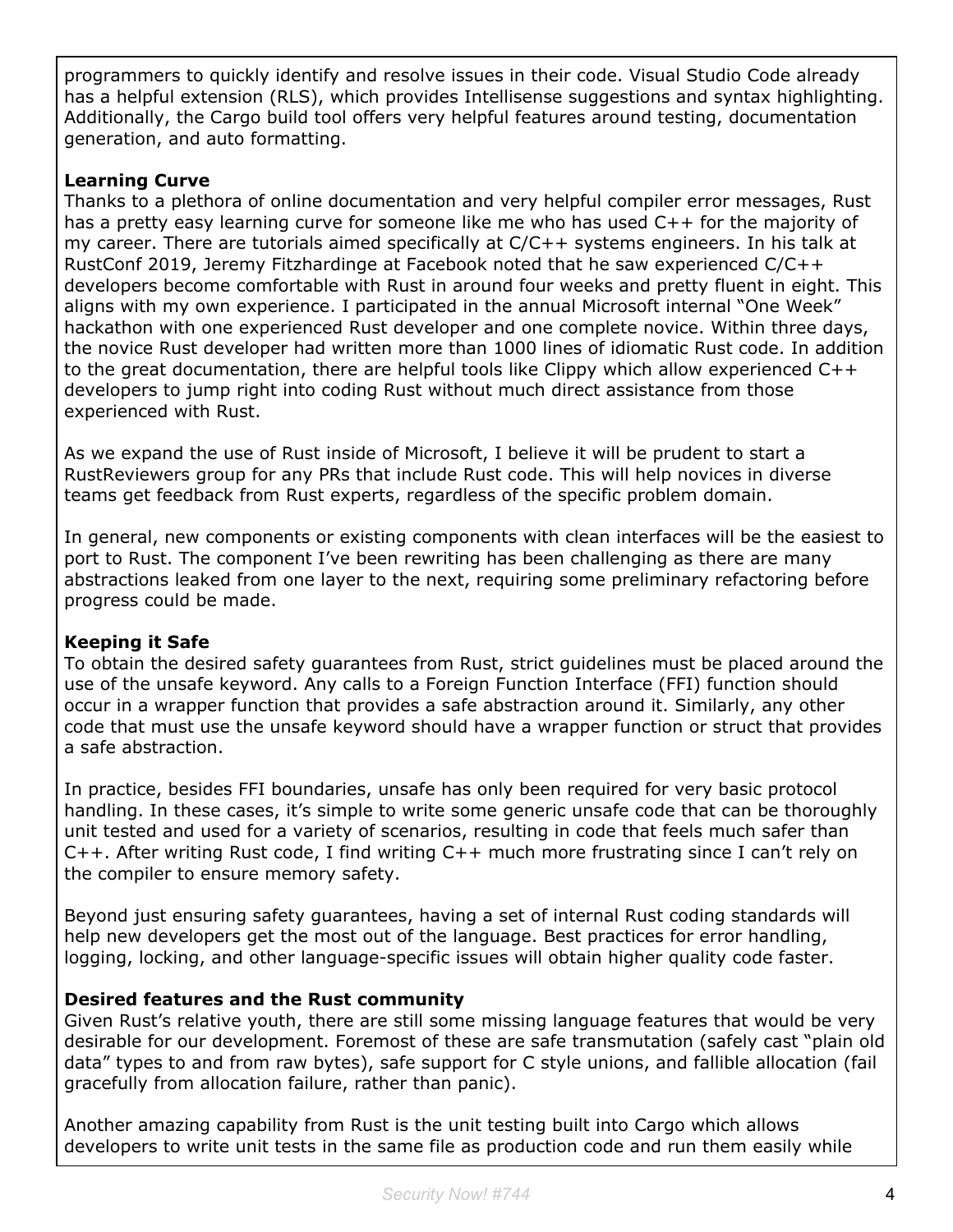programmers to quickly identify and resolve issues in their code. Visual Studio Code already has a helpful extension (RLS), which provides Intellisense suggestions and syntax highlighting. Additionally, the Cargo build tool offers very helpful features around testing, documentation generation, and auto formatting.

**Learning Curve**

Thanks to a plethora of online documentation and very helpful compiler error messages, Rust has a pretty easy learning curve for someone like me who has used C++ for the majority of my career. There are tutorials aimed specifically at C/C++ systems engineers. In his talk at RustConf 2019, Jeremy Fitzhardinge at Facebook noted that he saw experienced C/C++ developers become comfortable with Rust in around four weeks and pretty fluent in eight. This aligns with my own experience. I participated in the annual Microsoft internal "One Week" hackathon with one experienced Rust developer and one complete novice. Within three days, the novice Rust developer had written more than 1000 lines of idiomatic Rust code. In addition to the great documentation, there are helpful tools like Clippy which allow experienced C++ developers to jump right into coding Rust without much direct assistance from those experienced with Rust.

As we expand the use of Rust inside of Microsoft, I believe it will be prudent to start a RustReviewers group for any PRs that include Rust code. This will help novices in diverse teams get feedback from Rust experts, regardless of the specific problem domain.

In general, new components or existing components with clean interfaces will be the easiest to port to Rust. The component I've been rewriting has been challenging as there are many abstractions leaked from one layer to the next, requiring some preliminary refactoring before progress could be made.

**Keeping it Safe**

To obtain the desired safety guarantees from Rust, strict guidelines must be placed around the use of the unsafe keyword. Any calls to a Foreign Function Interface (FFI) function should occur in a wrapper function that provides a safe abstraction around it. Similarly, any other code that must use the unsafe keyword should have a wrapper function or struct that provides a safe abstraction.

In practice, besides FFI boundaries, unsafe has only been required for very basic protocol handling. In these cases, it's simple to write some generic unsafe code that can be thoroughly unit tested and used for a variety of scenarios, resulting in code that feels much safer than C++. After writing Rust code, I find writing C++ much more frustrating since I can't rely on the compiler to ensure memory safety.

Beyond just ensuring safety guarantees, having a set of internal Rust coding standards will help new developers get the most out of the language. Best practices for error handling, logging, locking, and other language-specific issues will obtain higher quality code faster.

**Desired features and the Rust community**

Given Rust's relative youth, there are still some missing language features that would be very desirable for our development. Foremost of these are safe transmutation (safely cast "plain old data" types to and from raw bytes), safe support for C style unions, and fallible allocation (fail gracefully from allocation failure, rather than panic).

Another amazing capability from Rust is the unit testing built into Cargo which allows developers to write unit tests in the same file as production code and run them easily while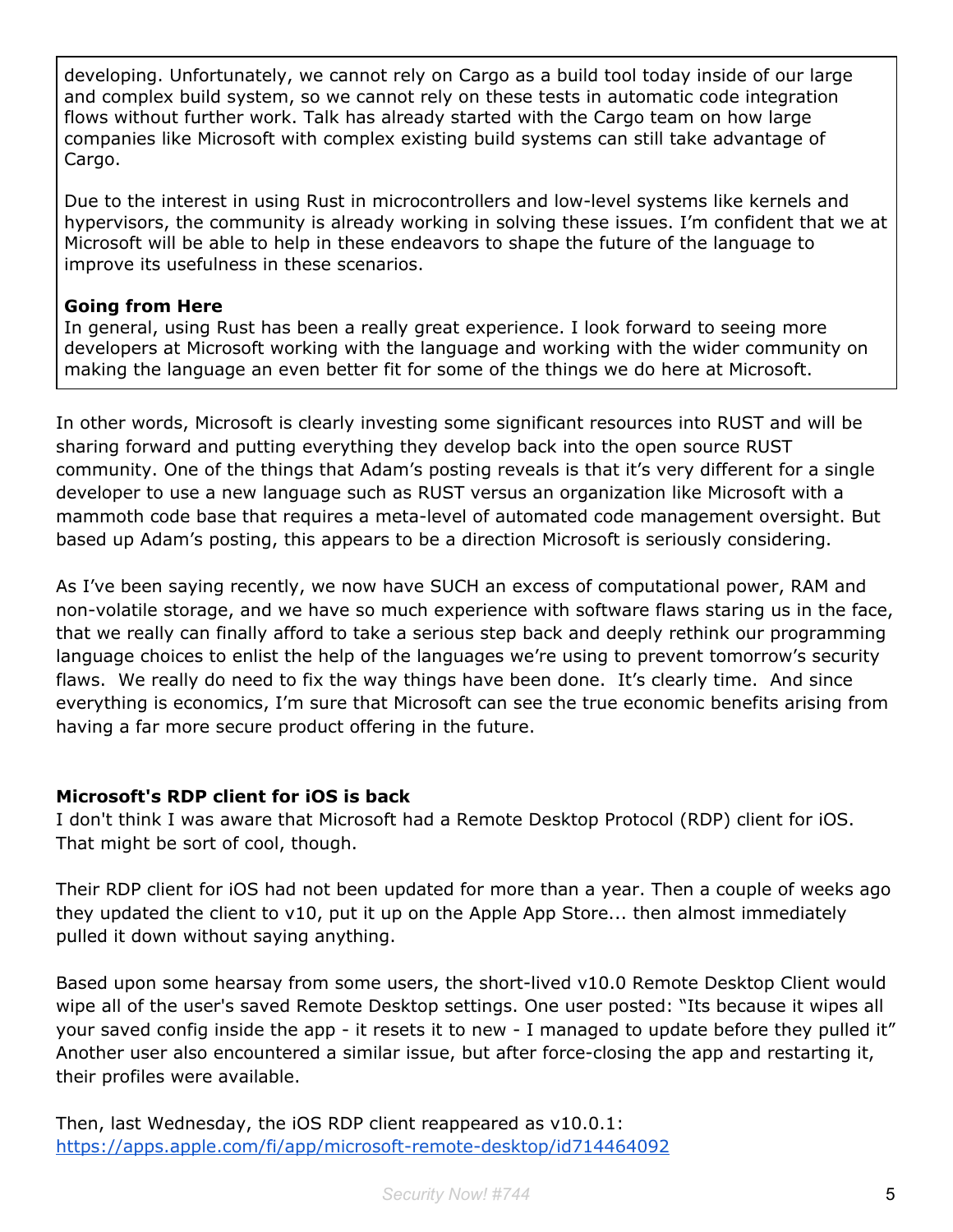developing. Unfortunately, we cannot rely on Cargo as a build tool today inside of our large and complex build system, so we cannot rely on these tests in automatic code integration flows without further work. Talk has already started with the Cargo team on how large companies like Microsoft with complex existing build systems can still take advantage of Cargo.

Due to the interest in using Rust in microcontrollers and low-level systems like kernels and hypervisors, the community is already working in solving these issues. I'm confident that we at Microsoft will be able to help in these endeavors to shape the future of the language to improve its usefulness in these scenarios.

**Going from Here**
In general, using Rust has been a really great experience. I look forward to seeing more developers at Microsoft working with the language and working with the wider community on making the language an even better fit for some of the things we do here at Microsoft.

In other words, Microsoft is clearly investing some significant resources into RUST and will be sharing forward and putting everything they develop back into the open source RUST community. One of the things that Adam's posting reveals is that it's very different for a single developer to use a new language such as RUST versus an organization like Microsoft with a mammoth code base that requires a meta-level of automated code management oversight. But based up Adam's posting, this appears to be a direction Microsoft is seriously considering.

As I've been saying recently, we now have SUCH an excess of computational power, RAM and non-volatile storage, and we have so much experience with software flaws staring us in the face, that we really can finally afford to take a serious step back and deeply rethink our programming language choices to enlist the help of the languages we're using to prevent tomorrow's security flaws. We really do need to fix the way things have been done. It's clearly time. And since everything is economics, I'm sure that Microsoft can see the true economic benefits arising from having a far more secure product offering in the future.

**Microsoft's RDP client for iOS is back**
I don't think I was aware that Microsoft had a Remote Desktop Protocol (RDP) client for iOS. That might be sort of cool, though.

Their RDP client for iOS had not been updated for more than a year. Then a couple of weeks ago they updated the client to v10, put it up on the Apple App Store... then almost immediately pulled it down without saying anything.

Based upon some hearsay from some users, the short-lived v10.0 Remote Desktop Client would wipe all of the user's saved Remote Desktop settings. One user posted: "Its because it wipes all your saved config inside the app - it resets it to new - I managed to update before they pulled it" Another user also encountered a similar issue, but after force-closing the app and restarting it, their profiles were available.

Then, last Wednesday, the iOS RDP client reappeared as v10.0.1:
https://apps.apple.com/fi/app/microsoft-remote-desktop/id714464092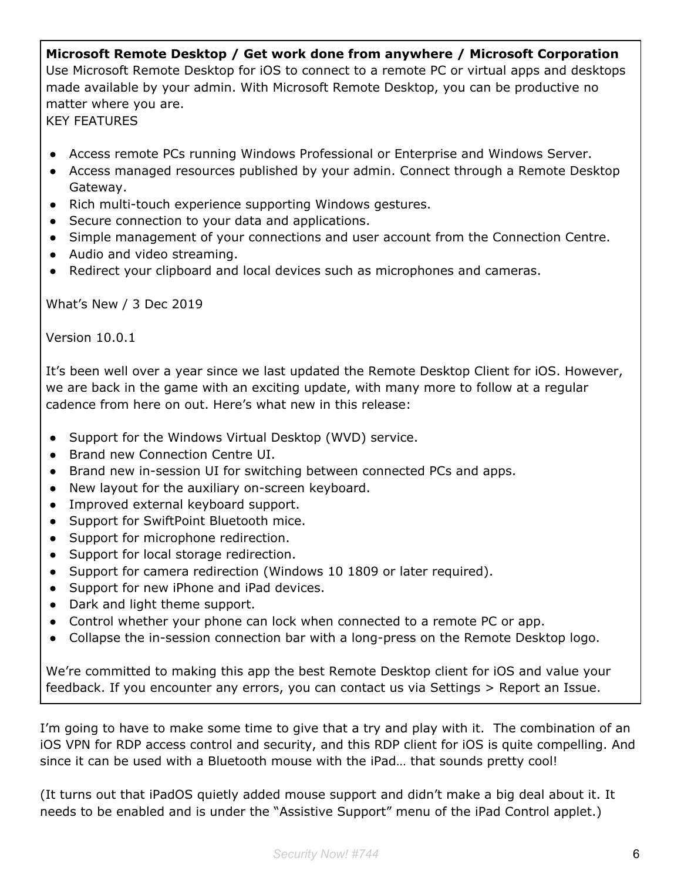**Microsoft Remote Desktop / Get work done from anywhere / Microsoft Corporation**
Use Microsoft Remote Desktop for iOS to connect to a remote PC or virtual apps and desktops made available by your admin. With Microsoft Remote Desktop, you can be productive no matter where you are.
KEY FEATURES

- Access remote PCs running Windows Professional or Enterprise and Windows Server.
- Access managed resources published by your admin. Connect through a Remote Desktop Gateway.
- Rich multi-touch experience supporting Windows gestures.
- Secure connection to your data and applications.
- Simple management of your connections and user account from the Connection Centre.
- Audio and video streaming.
- Redirect your clipboard and local devices such as microphones and cameras.

What's New / 3 Dec 2019

Version 10.0.1

It's been well over a year since we last updated the Remote Desktop Client for iOS. However, we are back in the game with an exciting update, with many more to follow at a regular cadence from here on out. Here's what new in this release:

- Support for the Windows Virtual Desktop (WVD) service.
- Brand new Connection Centre UI.
- Brand new in-session UI for switching between connected PCs and apps.
- New layout for the auxiliary on-screen keyboard.
- Improved external keyboard support.
- Support for SwiftPoint Bluetooth mice.
- Support for microphone redirection.
- Support for local storage redirection.
- Support for camera redirection (Windows 10 1809 or later required).
- Support for new iPhone and iPad devices.
- Dark and light theme support.
- Control whether your phone can lock when connected to a remote PC or app.
- Collapse the in-session connection bar with a long-press on the Remote Desktop logo.

We're committed to making this app the best Remote Desktop client for iOS and value your feedback. If you encounter any errors, you can contact us via Settings > Report an Issue.

I'm going to have to make some time to give that a try and play with it. The combination of an iOS VPN for RDP access control and security, and this RDP client for iOS is quite compelling. And since it can be used with a Bluetooth mouse with the iPad… that sounds pretty cool!

(It turns out that iPadOS quietly added mouse support and didn't make a big deal about it. It needs to be enabled and is under the "Assistive Support" menu of the iPad Control applet.)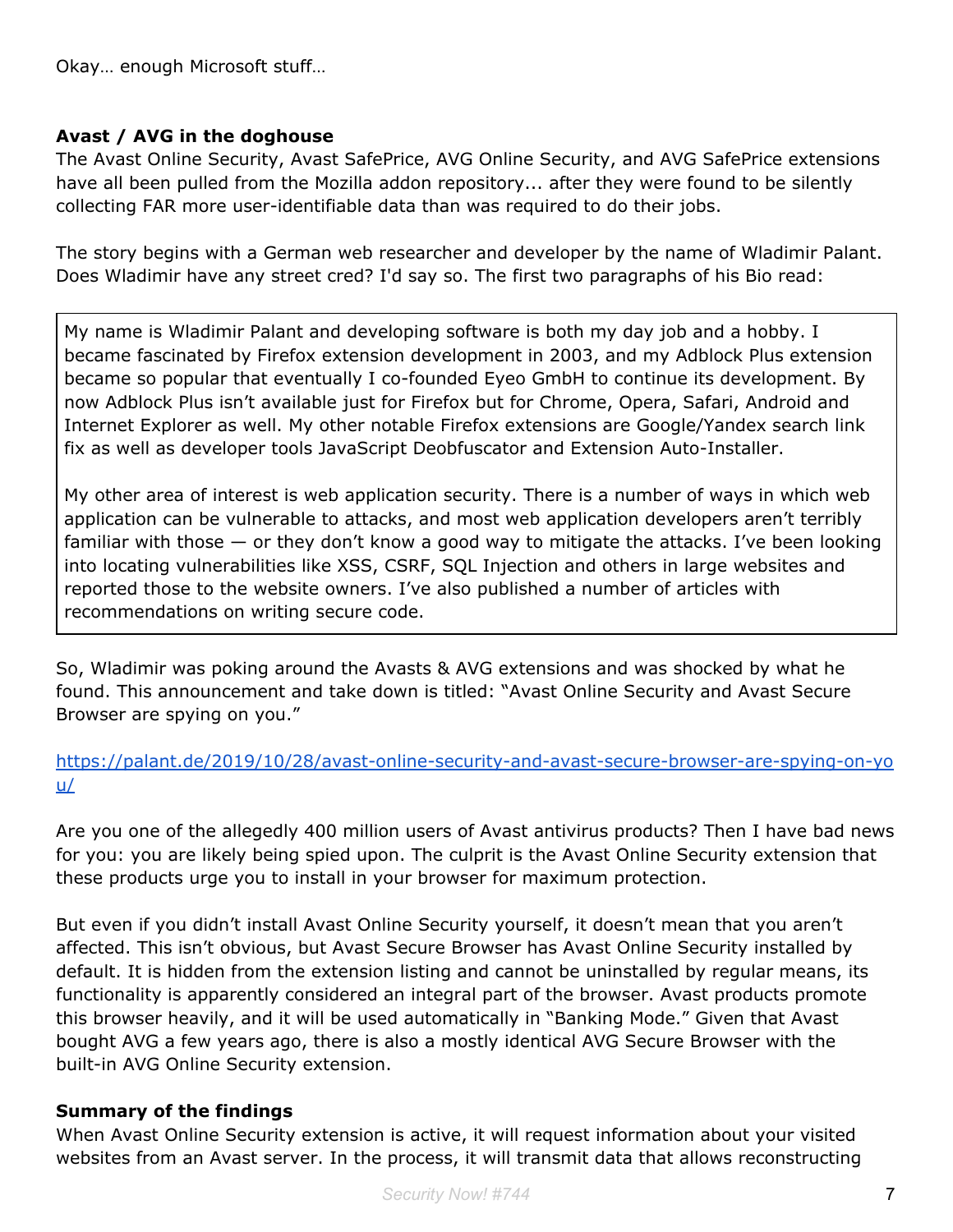Okay… enough Microsoft stuff…

**Avast / AVG in the doghouse**

The Avast Online Security, Avast SafePrice, AVG Online Security, and AVG SafePrice extensions have all been pulled from the Mozilla addon repository... after they were found to be silently collecting FAR more user-identifiable data than was required to do their jobs.

The story begins with a German web researcher and developer by the name of Wladimir Palant. Does Wladimir have any street cred? I'd say so. The first two paragraphs of his Bio read:

> My name is Wladimir Palant and developing software is both my day job and a hobby. I became fascinated by Firefox extension development in 2003, and my Adblock Plus extension became so popular that eventually I co-founded Eyeo GmbH to continue its development. By now Adblock Plus isn't available just for Firefox but for Chrome, Opera, Safari, Android and Internet Explorer as well. My other notable Firefox extensions are Google/Yandex search link fix as well as developer tools JavaScript Deobfuscator and Extension Auto-Installer.
>
> My other area of interest is web application security. There is a number of ways in which web application can be vulnerable to attacks, and most web application developers aren't terribly familiar with those — or they don't know a good way to mitigate the attacks. I've been looking into locating vulnerabilities like XSS, CSRF, SQL Injection and others in large websites and reported those to the website owners. I've also published a number of articles with recommendations on writing secure code.

So, Wladimir was poking around the Avasts & AVG extensions and was shocked by what he found. This announcement and take down is titled: "Avast Online Security and Avast Secure Browser are spying on you."

https://palant.de/2019/10/28/avast-online-security-and-avast-secure-browser-are-spying-on-you/

Are you one of the allegedly 400 million users of Avast antivirus products? Then I have bad news for you: you are likely being spied upon. The culprit is the Avast Online Security extension that these products urge you to install in your browser for maximum protection.

But even if you didn't install Avast Online Security yourself, it doesn't mean that you aren't affected. This isn't obvious, but Avast Secure Browser has Avast Online Security installed by default. It is hidden from the extension listing and cannot be uninstalled by regular means, its functionality is apparently considered an integral part of the browser. Avast products promote this browser heavily, and it will be used automatically in "Banking Mode." Given that Avast bought AVG a few years ago, there is also a mostly identical AVG Secure Browser with the built-in AVG Online Security extension.

**Summary of the findings**

When Avast Online Security extension is active, it will request information about your visited websites from an Avast server. In the process, it will transmit data that allows reconstructing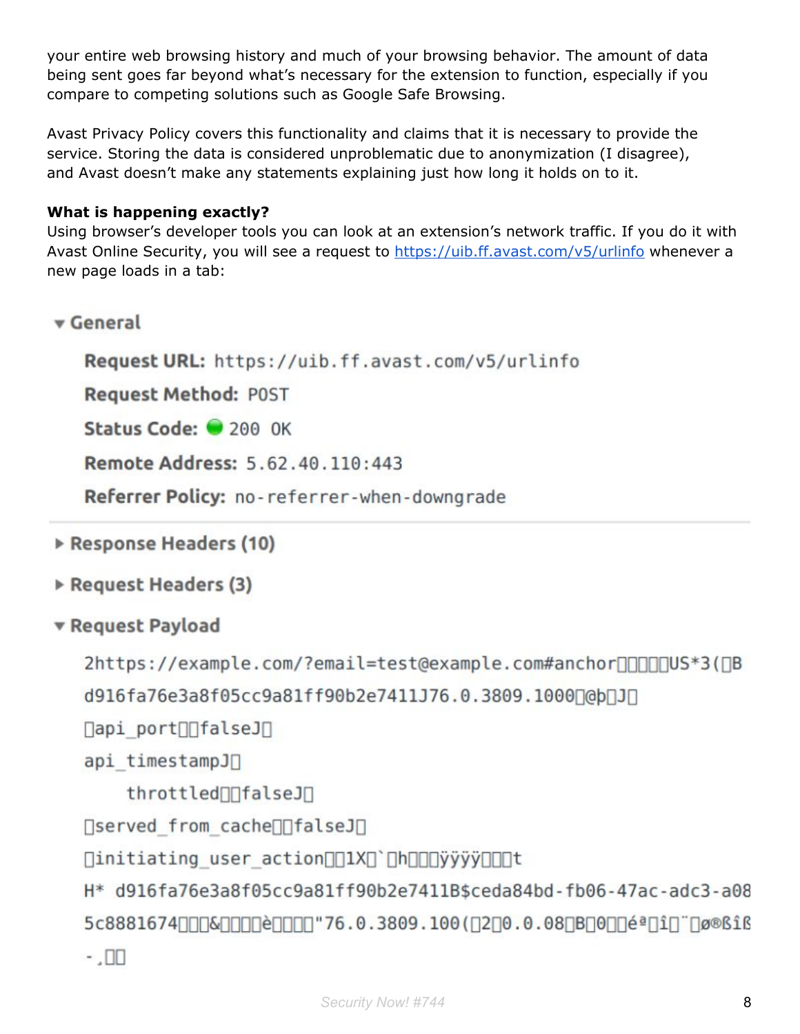your entire web browsing history and much of your browsing behavior. The amount of data being sent goes far beyond what's necessary for the extension to function, especially if you compare to competing solutions such as Google Safe Browsing.

Avast Privacy Policy covers this functionality and claims that it is necessary to provide the service. Storing the data is considered unproblematic due to anonymization (I disagree), and Avast doesn't make any statements explaining just how long it holds on to it.

**What is happening exactly?**
Using browser's developer tools you can look at an extension's network traffic. If you do it with Avast Online Security, you will see a request to https://uib.ff.avast.com/v5/urlinfo whenever a new page loads in a tab:

```
▼ General
    Request URL: https://uib.ff.avast.com/v5/urlinfo
    Request Method: POST
    Status Code: ● 200 OK
    Remote Address: 5.62.40.110:443
    Referrer Policy: no-referrer-when-downgrade

▶ Response Headers (10)
▶ Request Headers (3)
▼ Request Payload
    2https://example.com/?email=test@example.com#anchor□□□□□US*3(□B
    d916fa76e3a8f05cc9a81ff90b2e7411J76.0.3809.1000□@þ□J□
    □api_port□□falseJ□
    api_timestampJ□
        throttled□□falseJ□
    □served_from_cache□□falseJ□
    □initiating_user_action□□1X□`□h□□□ÿÿÿÿ□□□t
    H* d916fa76e3a8f05cc9a81ff90b2e7411B$ceda84bd-fb06-47ac-adc3-a08
    5c8881674□□□&□□□□è□□□□"76.0.3809.100(□2□0.0.08□B□0□□éª□î□¨□ø®ßîß
    -¸□□
```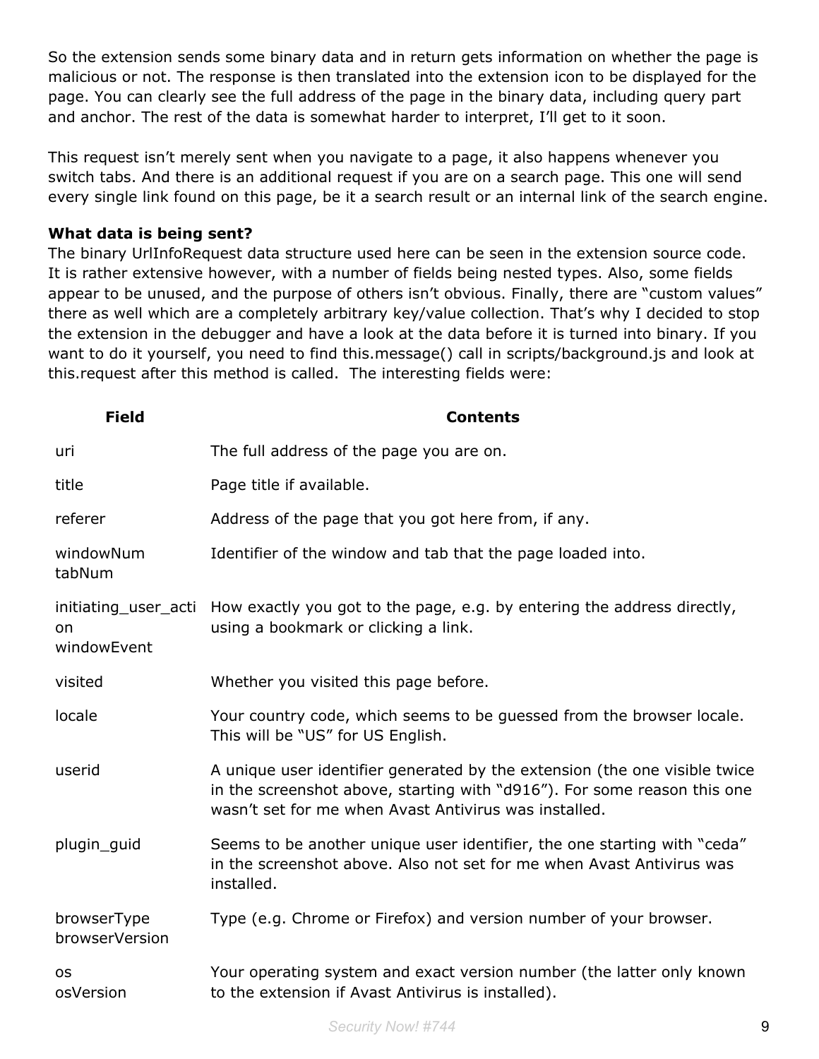So the extension sends some binary data and in return gets information on whether the page is malicious or not. The response is then translated into the extension icon to be displayed for the page. You can clearly see the full address of the page in the binary data, including query part and anchor. The rest of the data is somewhat harder to interpret, I'll get to it soon.

This request isn't merely sent when you navigate to a page, it also happens whenever you switch tabs. And there is an additional request if you are on a search page. This one will send every single link found on this page, be it a search result or an internal link of the search engine.

**What data is being sent?**
The binary UrlInfoRequest data structure used here can be seen in the extension source code. It is rather extensive however, with a number of fields being nested types. Also, some fields appear to be unused, and the purpose of others isn't obvious. Finally, there are "custom values" there as well which are a completely arbitrary key/value collection. That's why I decided to stop the extension in the debugger and have a look at the data before it is turned into binary. If you want to do it yourself, you need to find this.message() call in scripts/background.js and look at this.request after this method is called. The interesting fields were:

| Field | Contents |
|---|---|
| uri | The full address of the page you are on. |
| title | Page title if available. |
| referer | Address of the page that you got here from, if any. |
| windowNum tabNum | Identifier of the window and tab that the page loaded into. |
| initiating_user_action windowEvent | How exactly you got to the page, e.g. by entering the address directly, using a bookmark or clicking a link. |
| visited | Whether you visited this page before. |
| locale | Your country code, which seems to be guessed from the browser locale. This will be "US" for US English. |
| userid | A unique user identifier generated by the extension (the one visible twice in the screenshot above, starting with "d916"). For some reason this one wasn't set for me when Avast Antivirus was installed. |
| plugin_guid | Seems to be another unique user identifier, the one starting with "ceda" in the screenshot above. Also not set for me when Avast Antivirus was installed. |
| browserType browserVersion | Type (e.g. Chrome or Firefox) and version number of your browser. |
| os osVersion | Your operating system and exact version number (the latter only known to the extension if Avast Antivirus is installed). |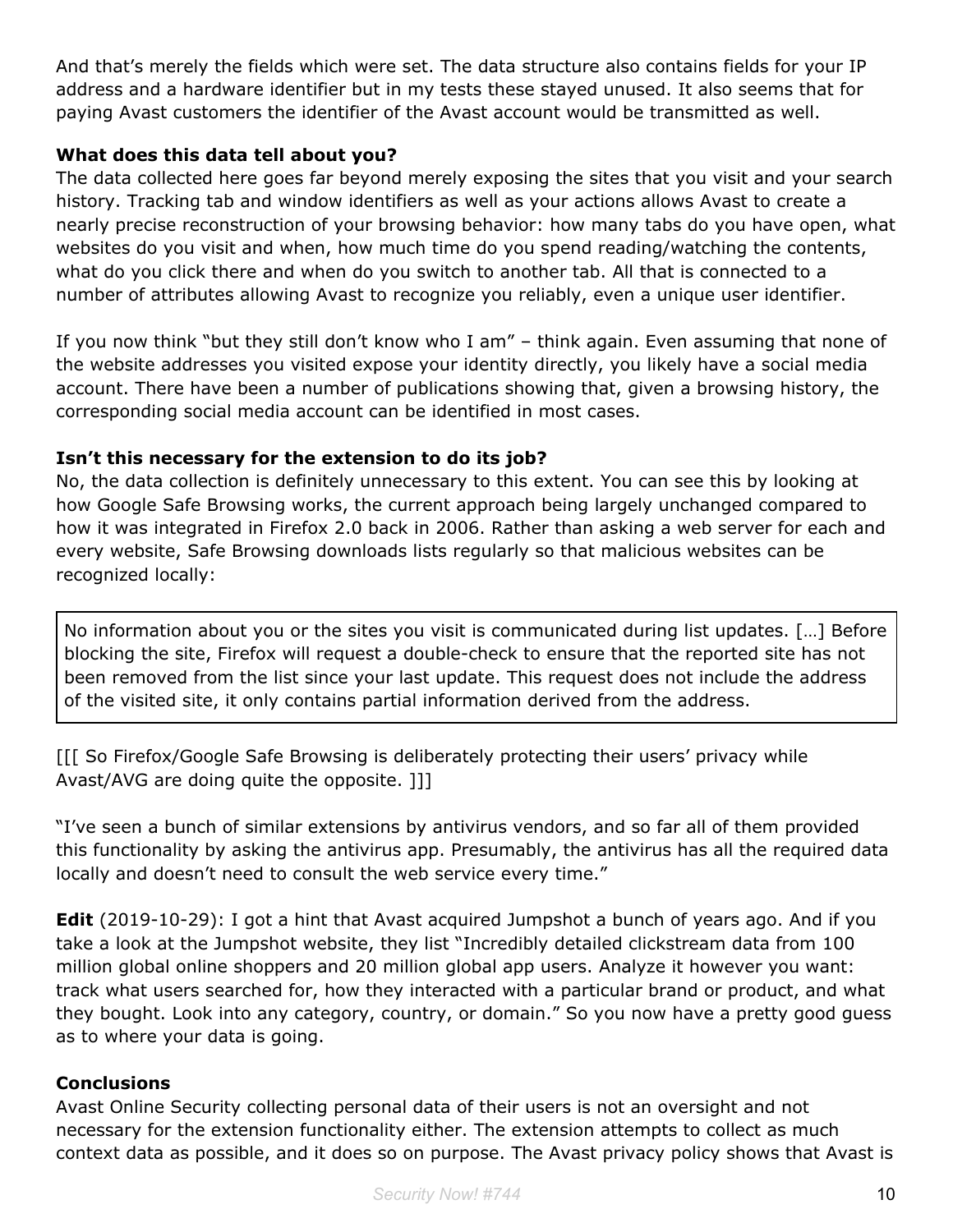And that's merely the fields which were set. The data structure also contains fields for your IP address and a hardware identifier but in my tests these stayed unused. It also seems that for paying Avast customers the identifier of the Avast account would be transmitted as well.

**What does this data tell about you?**

The data collected here goes far beyond merely exposing the sites that you visit and your search history. Tracking tab and window identifiers as well as your actions allows Avast to create a nearly precise reconstruction of your browsing behavior: how many tabs do you have open, what websites do you visit and when, how much time do you spend reading/watching the contents, what do you click there and when do you switch to another tab. All that is connected to a number of attributes allowing Avast to recognize you reliably, even a unique user identifier.

If you now think "but they still don't know who I am" – think again. Even assuming that none of the website addresses you visited expose your identity directly, you likely have a social media account. There have been a number of publications showing that, given a browsing history, the corresponding social media account can be identified in most cases.

**Isn't this necessary for the extension to do its job?**

No, the data collection is definitely unnecessary to this extent. You can see this by looking at how Google Safe Browsing works, the current approach being largely unchanged compared to how it was integrated in Firefox 2.0 back in 2006. Rather than asking a web server for each and every website, Safe Browsing downloads lists regularly so that malicious websites can be recognized locally:

> No information about you or the sites you visit is communicated during list updates. […] Before blocking the site, Firefox will request a double-check to ensure that the reported site has not been removed from the list since your last update. This request does not include the address of the visited site, it only contains partial information derived from the address.

[[[ So Firefox/Google Safe Browsing is deliberately protecting their users' privacy while Avast/AVG are doing quite the opposite. ]]]

"I've seen a bunch of similar extensions by antivirus vendors, and so far all of them provided this functionality by asking the antivirus app. Presumably, the antivirus has all the required data locally and doesn't need to consult the web service every time."

**Edit** (2019-10-29): I got a hint that Avast acquired Jumpshot a bunch of years ago. And if you take a look at the Jumpshot website, they list "Incredibly detailed clickstream data from 100 million global online shoppers and 20 million global app users. Analyze it however you want: track what users searched for, how they interacted with a particular brand or product, and what they bought. Look into any category, country, or domain." So you now have a pretty good guess as to where your data is going.

**Conclusions**

Avast Online Security collecting personal data of their users is not an oversight and not necessary for the extension functionality either. The extension attempts to collect as much context data as possible, and it does so on purpose. The Avast privacy policy shows that Avast is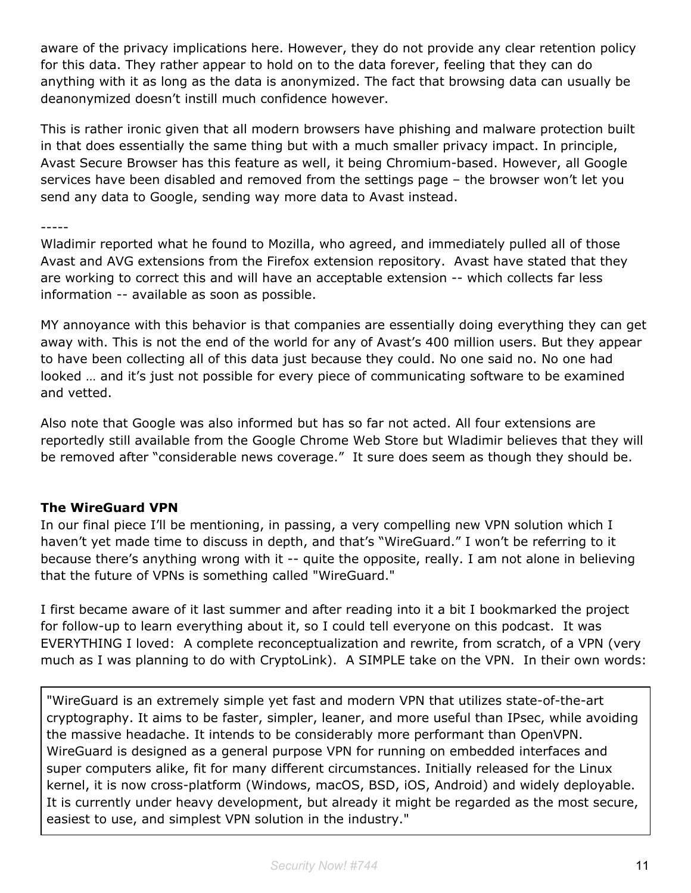aware of the privacy implications here. However, they do not provide any clear retention policy for this data. They rather appear to hold on to the data forever, feeling that they can do anything with it as long as the data is anonymized. The fact that browsing data can usually be deanonymized doesn't instill much confidence however.

This is rather ironic given that all modern browsers have phishing and malware protection built in that does essentially the same thing but with a much smaller privacy impact. In principle, Avast Secure Browser has this feature as well, it being Chromium-based. However, all Google services have been disabled and removed from the settings page – the browser won't let you send any data to Google, sending way more data to Avast instead.

-----

Wladimir reported what he found to Mozilla, who agreed, and immediately pulled all of those Avast and AVG extensions from the Firefox extension repository. Avast have stated that they are working to correct this and will have an acceptable extension -- which collects far less information -- available as soon as possible.

MY annoyance with this behavior is that companies are essentially doing everything they can get away with. This is not the end of the world for any of Avast's 400 million users. But they appear to have been collecting all of this data just because they could. No one said no. No one had looked … and it's just not possible for every piece of communicating software to be examined and vetted.

Also note that Google was also informed but has so far not acted. All four extensions are reportedly still available from the Google Chrome Web Store but Wladimir believes that they will be removed after "considerable news coverage." It sure does seem as though they should be.

**The WireGuard VPN**

In our final piece I'll be mentioning, in passing, a very compelling new VPN solution which I haven't yet made time to discuss in depth, and that's "WireGuard." I won't be referring to it because there's anything wrong with it -- quite the opposite, really. I am not alone in believing that the future of VPNs is something called "WireGuard."

I first became aware of it last summer and after reading into it a bit I bookmarked the project for follow-up to learn everything about it, so I could tell everyone on this podcast. It was EVERYTHING I loved: A complete reconceptualization and rewrite, from scratch, of a VPN (very much as I was planning to do with CryptoLink). A SIMPLE take on the VPN. In their own words:

> "WireGuard is an extremely simple yet fast and modern VPN that utilizes state-of-the-art cryptography. It aims to be faster, simpler, leaner, and more useful than IPsec, while avoiding the massive headache. It intends to be considerably more performant than OpenVPN. WireGuard is designed as a general purpose VPN for running on embedded interfaces and super computers alike, fit for many different circumstances. Initially released for the Linux kernel, it is now cross-platform (Windows, macOS, BSD, iOS, Android) and widely deployable. It is currently under heavy development, but already it might be regarded as the most secure, easiest to use, and simplest VPN solution in the industry."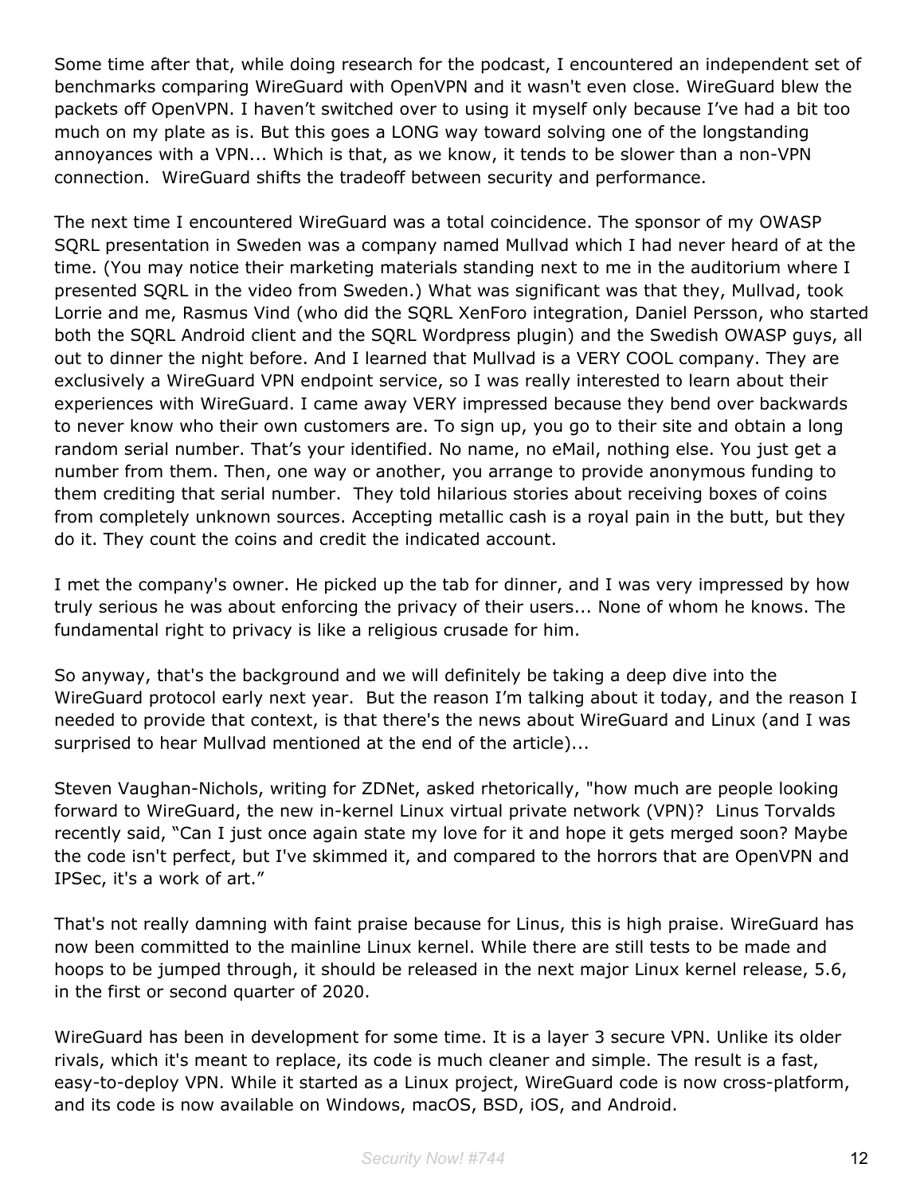Some time after that, while doing research for the podcast, I encountered an independent set of benchmarks comparing WireGuard with OpenVPN and it wasn't even close. WireGuard blew the packets off OpenVPN. I haven't switched over to using it myself only because I've had a bit too much on my plate as is. But this goes a LONG way toward solving one of the longstanding annoyances with a VPN... Which is that, as we know, it tends to be slower than a non-VPN connection. WireGuard shifts the tradeoff between security and performance.

The next time I encountered WireGuard was a total coincidence. The sponsor of my OWASP SQRL presentation in Sweden was a company named Mullvad which I had never heard of at the time. (You may notice their marketing materials standing next to me in the auditorium where I presented SQRL in the video from Sweden.) What was significant was that they, Mullvad, took Lorrie and me, Rasmus Vind (who did the SQRL XenForo integration, Daniel Persson, who started both the SQRL Android client and the SQRL Wordpress plugin) and the Swedish OWASP guys, all out to dinner the night before. And I learned that Mullvad is a VERY COOL company. They are exclusively a WireGuard VPN endpoint service, so I was really interested to learn about their experiences with WireGuard. I came away VERY impressed because they bend over backwards to never know who their own customers are. To sign up, you go to their site and obtain a long random serial number. That's your identified. No name, no eMail, nothing else. You just get a number from them. Then, one way or another, you arrange to provide anonymous funding to them crediting that serial number. They told hilarious stories about receiving boxes of coins from completely unknown sources. Accepting metallic cash is a royal pain in the butt, but they do it. They count the coins and credit the indicated account.

I met the company's owner. He picked up the tab for dinner, and I was very impressed by how truly serious he was about enforcing the privacy of their users... None of whom he knows. The fundamental right to privacy is like a religious crusade for him.

So anyway, that's the background and we will definitely be taking a deep dive into the WireGuard protocol early next year. But the reason I'm talking about it today, and the reason I needed to provide that context, is that there's the news about WireGuard and Linux (and I was surprised to hear Mullvad mentioned at the end of the article)...

Steven Vaughan-Nichols, writing for ZDNet, asked rhetorically, "how much are people looking forward to WireGuard, the new in-kernel Linux virtual private network (VPN)? Linus Torvalds recently said, "Can I just once again state my love for it and hope it gets merged soon? Maybe the code isn't perfect, but I've skimmed it, and compared to the horrors that are OpenVPN and IPSec, it's a work of art."

That's not really damning with faint praise because for Linus, this is high praise. WireGuard has now been committed to the mainline Linux kernel. While there are still tests to be made and hoops to be jumped through, it should be released in the next major Linux kernel release, 5.6, in the first or second quarter of 2020.

WireGuard has been in development for some time. It is a layer 3 secure VPN. Unlike its older rivals, which it's meant to replace, its code is much cleaner and simple. The result is a fast, easy-to-deploy VPN. While it started as a Linux project, WireGuard code is now cross-platform, and its code is now available on Windows, macOS, BSD, iOS, and Android.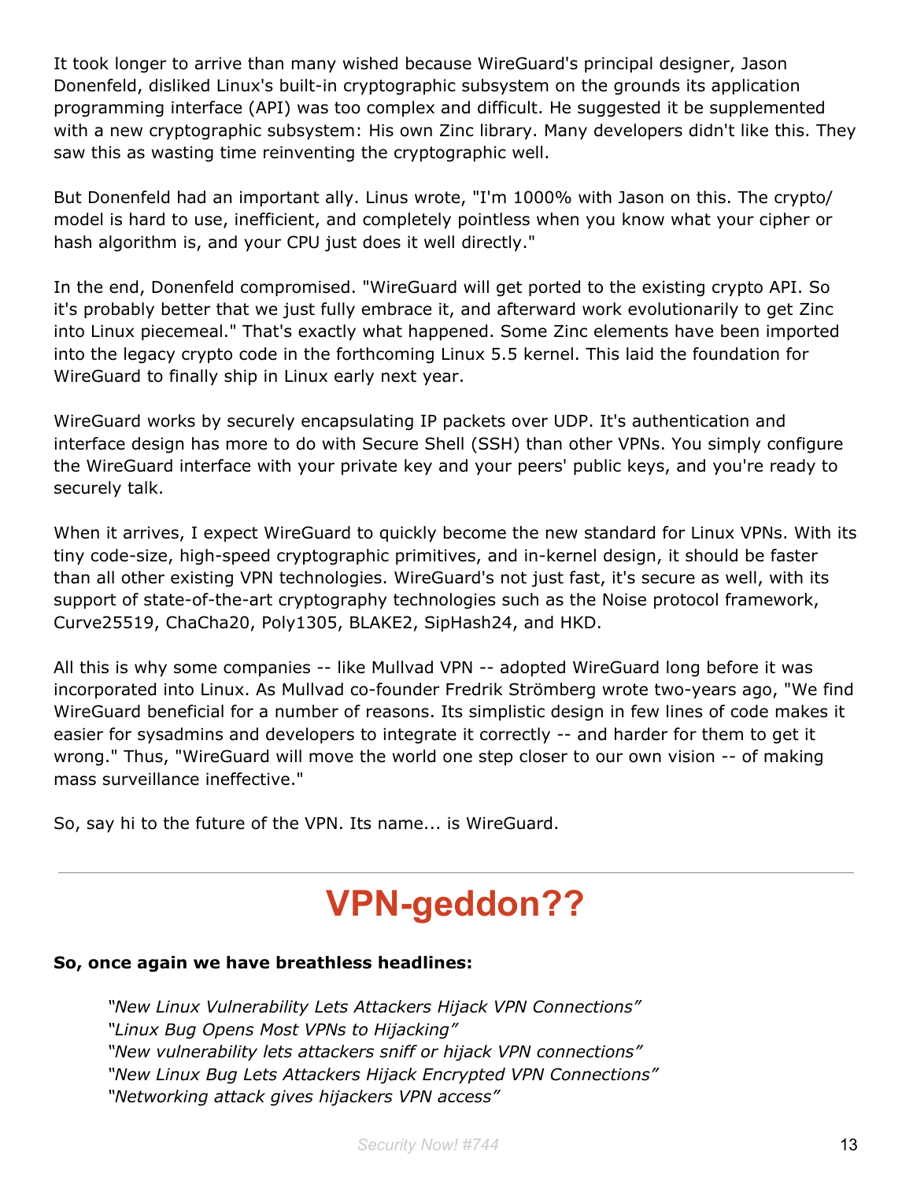It took longer to arrive than many wished because WireGuard's principal designer, Jason Donenfeld, disliked Linux's built-in cryptographic subsystem on the grounds its application programming interface (API) was too complex and difficult. He suggested it be supplemented with a new cryptographic subsystem: His own Zinc library. Many developers didn't like this. They saw this as wasting time reinventing the cryptographic well.

But Donenfeld had an important ally. Linus wrote, "I'm 1000% with Jason on this. The crypto/ model is hard to use, inefficient, and completely pointless when you know what your cipher or hash algorithm is, and your CPU just does it well directly."

In the end, Donenfeld compromised. "WireGuard will get ported to the existing crypto API. So it's probably better that we just fully embrace it, and afterward work evolutionarily to get Zinc into Linux piecemeal." That's exactly what happened. Some Zinc elements have been imported into the legacy crypto code in the forthcoming Linux 5.5 kernel. This laid the foundation for WireGuard to finally ship in Linux early next year.

WireGuard works by securely encapsulating IP packets over UDP. It's authentication and interface design has more to do with Secure Shell (SSH) than other VPNs. You simply configure the WireGuard interface with your private key and your peers' public keys, and you're ready to securely talk.

When it arrives, I expect WireGuard to quickly become the new standard for Linux VPNs. With its tiny code-size, high-speed cryptographic primitives, and in-kernel design, it should be faster than all other existing VPN technologies. WireGuard's not just fast, it's secure as well, with its support of state-of-the-art cryptography technologies such as the Noise protocol framework, Curve25519, ChaCha20, Poly1305, BLAKE2, SipHash24, and HKD.

All this is why some companies -- like Mullvad VPN -- adopted WireGuard long before it was incorporated into Linux. As Mullvad co-founder Fredrik Strömberg wrote two-years ago, "We find WireGuard beneficial for a number of reasons. Its simplistic design in few lines of code makes it easier for sysadmins and developers to integrate it correctly -- and harder for them to get it wrong." Thus, "WireGuard will move the world one step closer to our own vision -- of making mass surveillance ineffective."

So, say hi to the future of the VPN. Its name... is WireGuard.

---

# VPN-geddon??

**So, once again we have breathless headlines:**

> *"New Linux Vulnerability Lets Attackers Hijack VPN Connections"*
> *"Linux Bug Opens Most VPNs to Hijacking"*
> *"New vulnerability lets attackers sniff or hijack VPN connections"*
> *"New Linux Bug Lets Attackers Hijack Encrypted VPN Connections"*
> *"Networking attack gives hijackers VPN access"*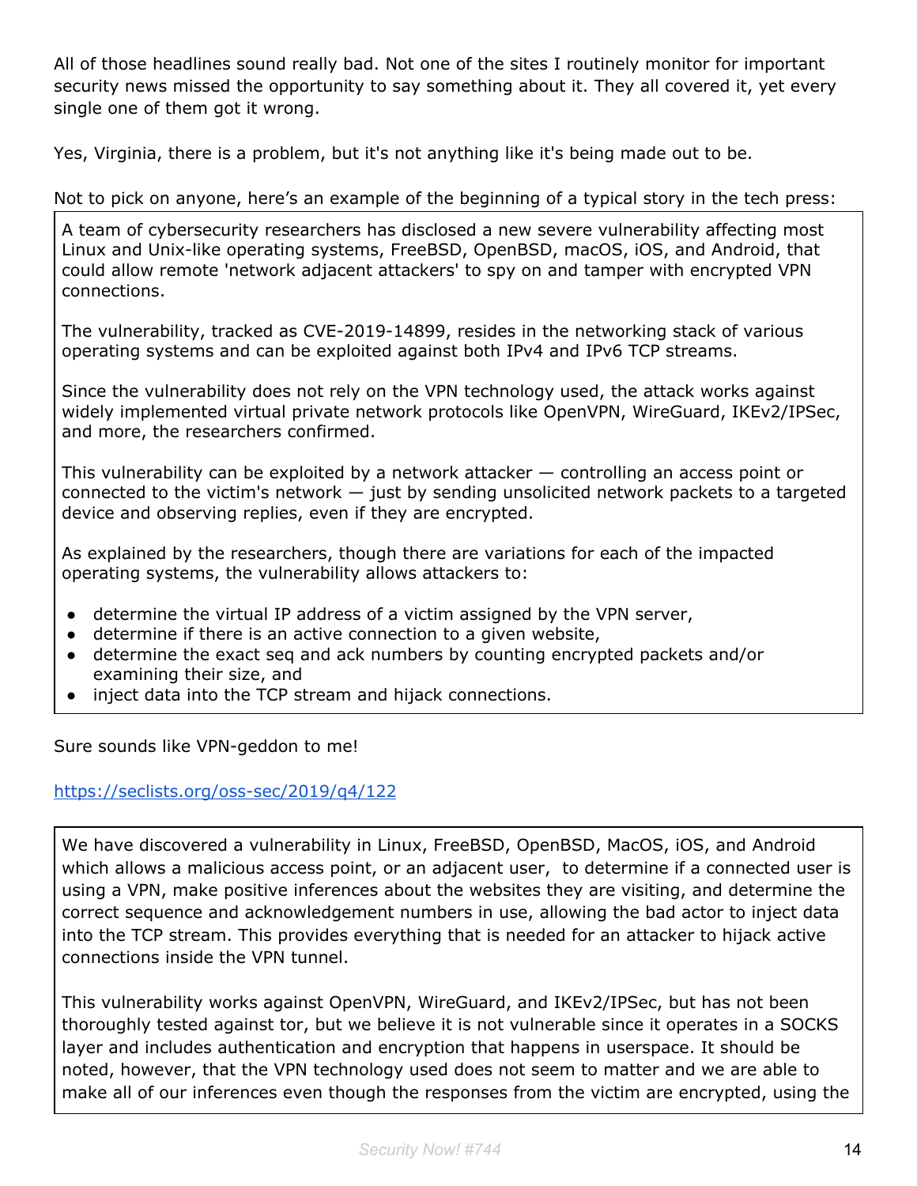All of those headlines sound really bad. Not one of the sites I routinely monitor for important security news missed the opportunity to say something about it. They all covered it, yet every single one of them got it wrong.

Yes, Virginia, there is a problem, but it's not anything like it's being made out to be.

Not to pick on anyone, here's an example of the beginning of a typical story in the tech press:

> A team of cybersecurity researchers has disclosed a new severe vulnerability affecting most Linux and Unix-like operating systems, FreeBSD, OpenBSD, macOS, iOS, and Android, that could allow remote 'network adjacent attackers' to spy on and tamper with encrypted VPN connections.
>
> The vulnerability, tracked as CVE-2019-14899, resides in the networking stack of various operating systems and can be exploited against both IPv4 and IPv6 TCP streams.
>
> Since the vulnerability does not rely on the VPN technology used, the attack works against widely implemented virtual private network protocols like OpenVPN, WireGuard, IKEv2/IPSec, and more, the researchers confirmed.
>
> This vulnerability can be exploited by a network attacker — controlling an access point or connected to the victim's network — just by sending unsolicited network packets to a targeted device and observing replies, even if they are encrypted.
>
> As explained by the researchers, though there are variations for each of the impacted operating systems, the vulnerability allows attackers to:
>
> - determine the virtual IP address of a victim assigned by the VPN server,
> - determine if there is an active connection to a given website,
> - determine the exact seq and ack numbers by counting encrypted packets and/or examining their size, and
> - inject data into the TCP stream and hijack connections.

Sure sounds like VPN-geddon to me!

https://seclists.org/oss-sec/2019/q4/122

> We have discovered a vulnerability in Linux, FreeBSD, OpenBSD, MacOS, iOS, and Android which allows a malicious access point, or an adjacent user, to determine if a connected user is using a VPN, make positive inferences about the websites they are visiting, and determine the correct sequence and acknowledgement numbers in use, allowing the bad actor to inject data into the TCP stream. This provides everything that is needed for an attacker to hijack active connections inside the VPN tunnel.
>
> This vulnerability works against OpenVPN, WireGuard, and IKEv2/IPSec, but has not been thoroughly tested against tor, but we believe it is not vulnerable since it operates in a SOCKS layer and includes authentication and encryption that happens in userspace. It should be noted, however, that the VPN technology used does not seem to matter and we are able to make all of our inferences even though the responses from the victim are encrypted, using the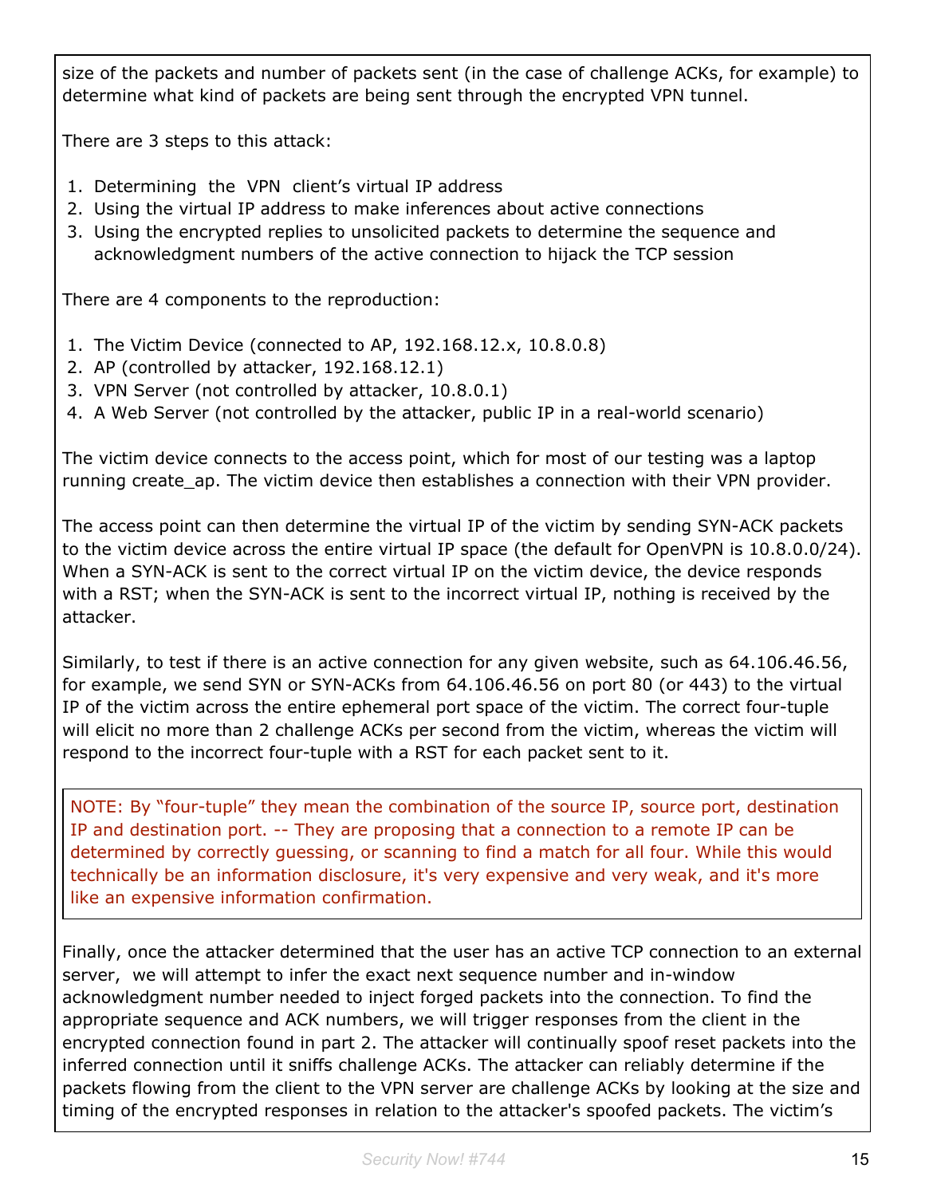size of the packets and number of packets sent (in the case of challenge ACKs, for example) to determine what kind of packets are being sent through the encrypted VPN tunnel.

There are 3 steps to this attack:

1. Determining the VPN client's virtual IP address
2. Using the virtual IP address to make inferences about active connections
3. Using the encrypted replies to unsolicited packets to determine the sequence and acknowledgment numbers of the active connection to hijack the TCP session

There are 4 components to the reproduction:

1. The Victim Device (connected to AP, 192.168.12.x, 10.8.0.8)
2. AP (controlled by attacker, 192.168.12.1)
3. VPN Server (not controlled by attacker, 10.8.0.1)
4. A Web Server (not controlled by the attacker, public IP in a real-world scenario)

The victim device connects to the access point, which for most of our testing was a laptop running create_ap. The victim device then establishes a connection with their VPN provider.

The access point can then determine the virtual IP of the victim by sending SYN-ACK packets to the victim device across the entire virtual IP space (the default for OpenVPN is 10.8.0.0/24). When a SYN-ACK is sent to the correct virtual IP on the victim device, the device responds with a RST; when the SYN-ACK is sent to the incorrect virtual IP, nothing is received by the attacker.

Similarly, to test if there is an active connection for any given website, such as 64.106.46.56, for example, we send SYN or SYN-ACKs from 64.106.46.56 on port 80 (or 443) to the virtual IP of the victim across the entire ephemeral port space of the victim. The correct four-tuple will elicit no more than 2 challenge ACKs per second from the victim, whereas the victim will respond to the incorrect four-tuple with a RST for each packet sent to it.

> NOTE: By "four-tuple" they mean the combination of the source IP, source port, destination IP and destination port. -- They are proposing that a connection to a remote IP can be determined by correctly guessing, or scanning to find a match for all four. While this would technically be an information disclosure, it's very expensive and very weak, and it's more like an expensive information confirmation.

Finally, once the attacker determined that the user has an active TCP connection to an external server, we will attempt to infer the exact next sequence number and in-window acknowledgment number needed to inject forged packets into the connection. To find the appropriate sequence and ACK numbers, we will trigger responses from the client in the encrypted connection found in part 2. The attacker will continually spoof reset packets into the inferred connection until it sniffs challenge ACKs. The attacker can reliably determine if the packets flowing from the client to the VPN server are challenge ACKs by looking at the size and timing of the encrypted responses in relation to the attacker's spoofed packets. The victim's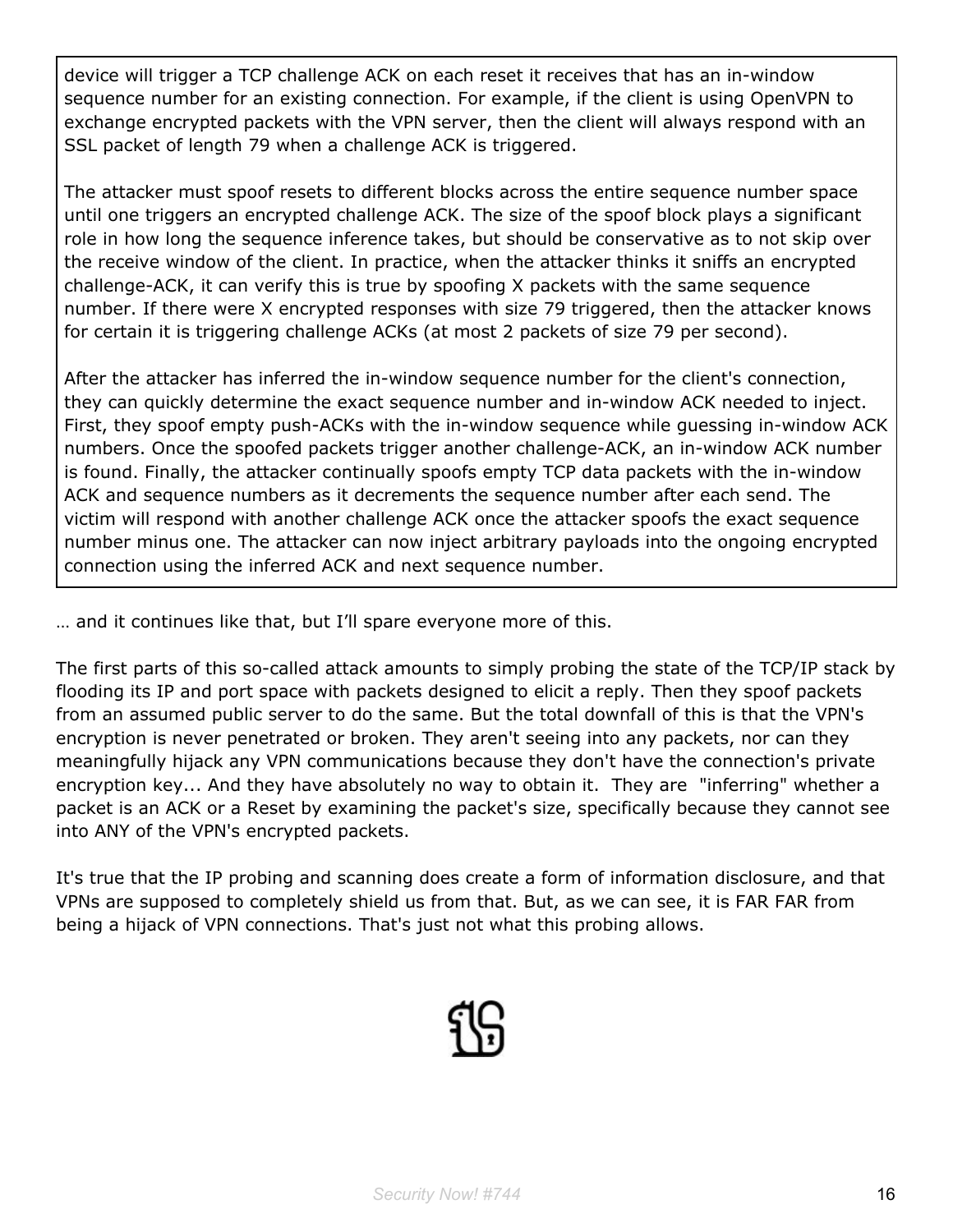> device will trigger a TCP challenge ACK on each reset it receives that has an in-window sequence number for an existing connection. For example, if the client is using OpenVPN to exchange encrypted packets with the VPN server, then the client will always respond with an SSL packet of length 79 when a challenge ACK is triggered.
>
> The attacker must spoof resets to different blocks across the entire sequence number space until one triggers an encrypted challenge ACK. The size of the spoof block plays a significant role in how long the sequence inference takes, but should be conservative as to not skip over the receive window of the client. In practice, when the attacker thinks it sniffs an encrypted challenge-ACK, it can verify this is true by spoofing X packets with the same sequence number. If there were X encrypted responses with size 79 triggered, then the attacker knows for certain it is triggering challenge ACKs (at most 2 packets of size 79 per second).
>
> After the attacker has inferred the in-window sequence number for the client's connection, they can quickly determine the exact sequence number and in-window ACK needed to inject. First, they spoof empty push-ACKs with the in-window sequence while guessing in-window ACK numbers. Once the spoofed packets trigger another challenge-ACK, an in-window ACK number is found. Finally, the attacker continually spoofs empty TCP data packets with the in-window ACK and sequence numbers as it decrements the sequence number after each send. The victim will respond with another challenge ACK once the attacker spoofs the exact sequence number minus one. The attacker can now inject arbitrary payloads into the ongoing encrypted connection using the inferred ACK and next sequence number.

… and it continues like that, but I'll spare everyone more of this.

The first parts of this so-called attack amounts to simply probing the state of the TCP/IP stack by flooding its IP and port space with packets designed to elicit a reply. Then they spoof packets from an assumed public server to do the same. But the total downfall of this is that the VPN's encryption is never penetrated or broken. They aren't seeing into any packets, nor can they meaningfully hijack any VPN communications because they don't have the connection's private encryption key... And they have absolutely no way to obtain it. They are "inferring" whether a packet is an ACK or a Reset by examining the packet's size, specifically because they cannot see into ANY of the VPN's encrypted packets.

It's true that the IP probing and scanning does create a form of information disclosure, and that VPNs are supposed to completely shield us from that. But, as we can see, it is FAR FAR from being a hijack of VPN connections. That's just not what this probing allows.